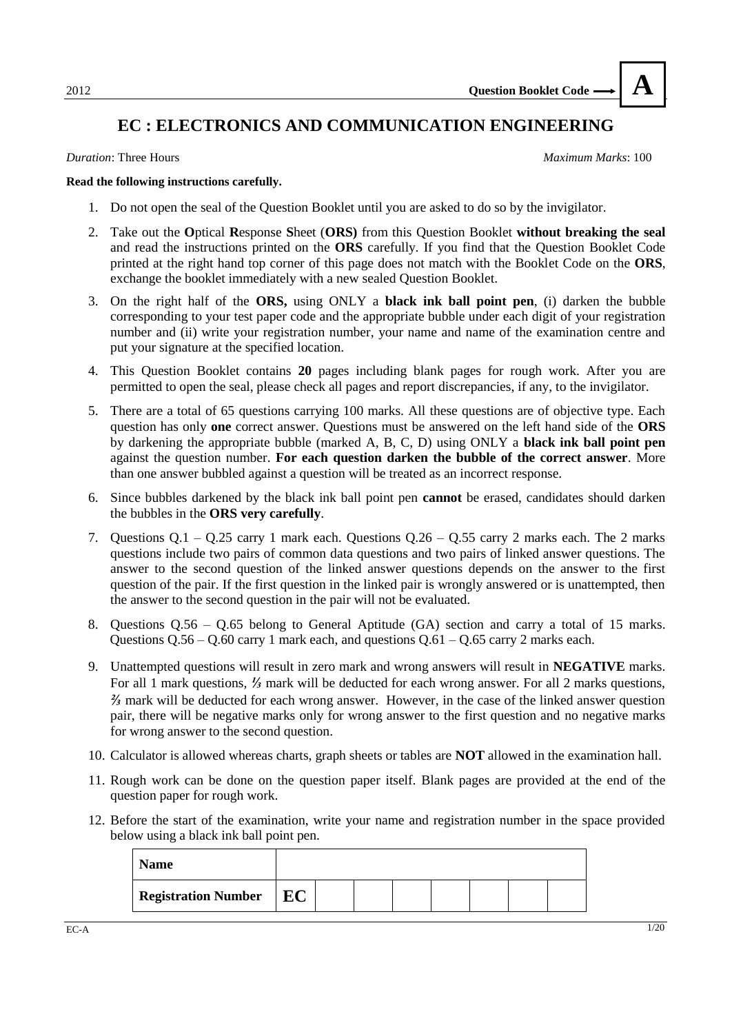2012 **Question Booklet Code → A**

# EC : ELECTRONICS AND COMMUNICATION ENGINEERING

*Duration*: Three Hours *Maximum Marks*: 100

**Read the following instructions carefully.**

1. Do not open the seal of the Question Booklet until you are asked to do so by the invigilator.
2. Take out the **O**ptical **R**esponse **S**heet (**ORS)** from this Question Booklet **without breaking the seal** and read the instructions printed on the **ORS** carefully. If you find that the Question Booklet Code printed at the right hand top corner of this page does not match with the Booklet Code on the **ORS**, exchange the booklet immediately with a new sealed Question Booklet.
3. On the right half of the **ORS,** using ONLY a **black ink ball point pen**, (i) darken the bubble corresponding to your test paper code and the appropriate bubble under each digit of your registration number and (ii) write your registration number, your name and name of the examination centre and put your signature at the specified location.
4. This Question Booklet contains **20** pages including blank pages for rough work. After you are permitted to open the seal, please check all pages and report discrepancies, if any, to the invigilator.
5. There are a total of 65 questions carrying 100 marks. All these questions are of objective type. Each question has only **one** correct answer. Questions must be answered on the left hand side of the **ORS** by darkening the appropriate bubble (marked A, B, C, D) using ONLY a **black ink ball point pen** against the question number. **For each question darken the bubble of the correct answer**. More than one answer bubbled against a question will be treated as an incorrect response.
6. Since bubbles darkened by the black ink ball point pen **cannot** be erased, candidates should darken the bubbles in the **ORS very carefully**.
7. Questions Q.1 – Q.25 carry 1 mark each. Questions Q.26 – Q.55 carry 2 marks each. The 2 marks questions include two pairs of common data questions and two pairs of linked answer questions. The answer to the second question of the linked answer questions depends on the answer to the first question of the pair. If the first question in the linked pair is wrongly answered or is unattempted, then the answer to the second question in the pair will not be evaluated.
8. Questions Q.56 – Q.65 belong to General Aptitude (GA) section and carry a total of 15 marks. Questions Q.56 – Q.60 carry 1 mark each, and questions Q.61 – Q.65 carry 2 marks each.
9. Unattempted questions will result in zero mark and wrong answers will result in **NEGATIVE** marks. For all 1 mark questions, ⅓ mark will be deducted for each wrong answer. For all 2 marks questions, ⅔ mark will be deducted for each wrong answer. However, in the case of the linked answer question pair, there will be negative marks only for wrong answer to the first question and no negative marks for wrong answer to the second question.
10. Calculator is allowed whereas charts, graph sheets or tables are **NOT** allowed in the examination hall.
11. Rough work can be done on the question paper itself. Blank pages are provided at the end of the question paper for rough work.
12. Before the start of the examination, write your name and registration number in the space provided below using a black ink ball point pen.

| **Name** | | | | | | | |
|---|---|---|---|---|---|---|---|
| **Registration Number** | **EC** | | | | | | |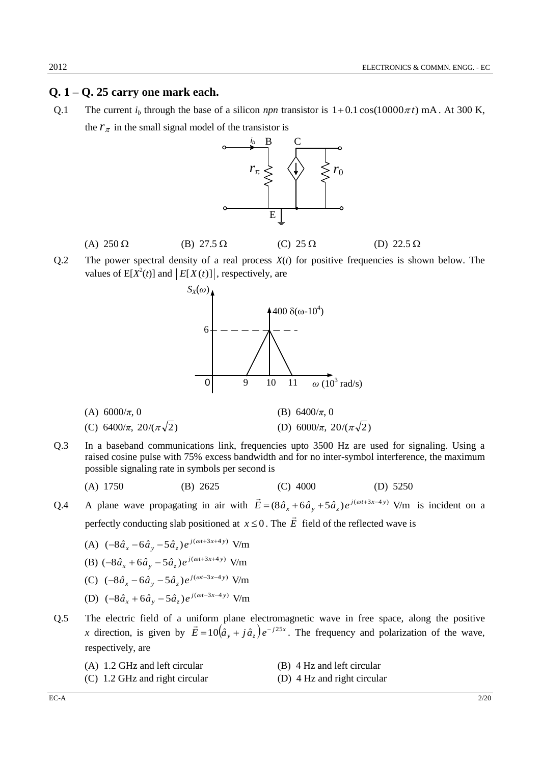## Q. 1 – Q. 25 carry one mark each.

Q.1 The current $i_b$ through the base of a silicon *npn* transistor is $1 + 0.1\cos(10000\pi t)$ mA. At 300 K, the $r_\pi$ in the small signal model of the transistor is

(A) 250 Ω (B) 27.5 Ω (C) 25 Ω (D) 22.5 Ω

Q.2 The power spectral density of a real process $X(t)$ for positive frequencies is shown below. The values of $E[X^2(t)]$ and $|E[X(t)]|$, respectively, are

(A) $6000/\pi$, 0 (B) $6400/\pi$, 0

(C) $6400/\pi$, $20/(\pi\sqrt{2})$ (D) $6000/\pi$, $20/(\pi\sqrt{2})$

Q.3 In a baseband communications link, frequencies upto 3500 Hz are used for signaling. Using a raised cosine pulse with 75% excess bandwidth and for no inter-symbol interference, the maximum possible signaling rate in symbols per second is

(A) 1750 (B) 2625 (C) 4000 (D) 5250

Q.4 A plane wave propagating in air with $\vec{E} = (8\hat{a}_x + 6\hat{a}_y + 5\hat{a}_z)e^{j(\omega t + 3x - 4y)}$ V/m is incident on a perfectly conducting slab positioned at $x \le 0$. The $\vec{E}$ field of the reflected wave is

(A) $(-8\hat{a}_x - 6\hat{a}_y - 5\hat{a}_z)e^{j(\omega t + 3x + 4y)}$ V/m

(B) $(-8\hat{a}_x + 6\hat{a}_y - 5\hat{a}_z)e^{j(\omega t + 3x + 4y)}$ V/m

(C) $(-8\hat{a}_x - 6\hat{a}_y - 5\hat{a}_z)e^{j(\omega t - 3x - 4y)}$ V/m

(D) $(-8\hat{a}_x + 6\hat{a}_y - 5\hat{a}_z)e^{j(\omega t - 3x - 4y)}$ V/m

Q.5 The electric field of a uniform plane electromagnetic wave in free space, along the positive $x$ direction, is given by $\vec{E} = 10(\hat{a}_y + j\hat{a}_z)e^{-j25x}$. The frequency and polarization of the wave, respectively, are

(A) 1.2 GHz and left circular (B) 4 Hz and left circular

(C) 1.2 GHz and right circular (D) 4 Hz and right circular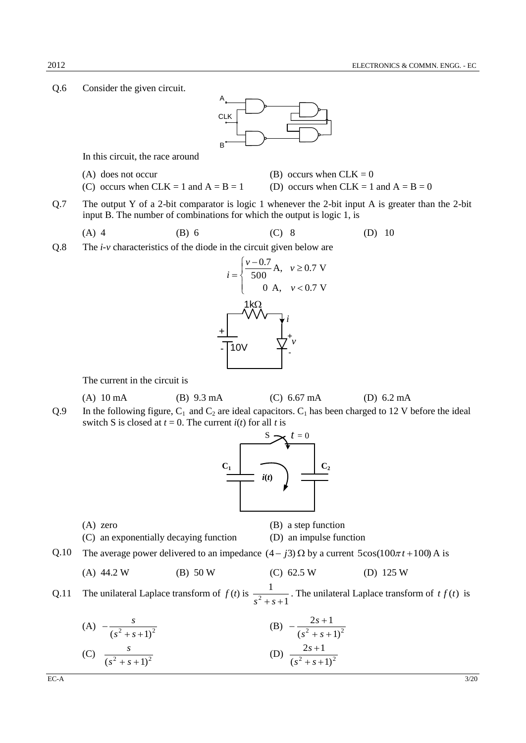Q.6 Consider the given circuit.

In this circuit, the race around

(A) does not occur
(B) occurs when CLK = 0
(C) occurs when CLK = 1 and A = B = 1
(D) occurs when CLK = 1 and A = B = 0

Q.7 The output Y of a 2-bit comparator is logic 1 whenever the 2-bit input A is greater than the 2-bit input B. The number of combinations for which the output is logic 1, is

(A) 4 (B) 6 (C) 8 (D) 10

Q.8 The *i*-*v* characteristics of the diode in the circuit given below are

$$i = \begin{cases} \dfrac{v - 0.7}{500}\text{ A}, & v \geq 0.7 \text{ V} \\ 0 \text{ A}, & v < 0.7 \text{ V} \end{cases}$$

The current in the circuit is

(A) 10 mA (B) 9.3 mA (C) 6.67 mA (D) 6.2 mA

Q.9 In the following figure, $C_1$ and $C_2$ are ideal capacitors. $C_1$ has been charged to 12 V before the ideal switch S is closed at $t = 0$. The current $i(t)$ for all $t$ is

(A) zero
(B) a step function
(C) an exponentially decaying function
(D) an impulse function

Q.10 The average power delivered to an impedance $(4 - j3)\ \Omega$ by a current $5\cos(100\pi t + 100)$ A is

(A) 44.2 W (B) 50 W (C) 62.5 W (D) 125 W

Q.11 The unilateral Laplace transform of $f(t)$ is $\dfrac{1}{s^2 + s + 1}$. The unilateral Laplace transform of $t\, f(t)$ is

(A) $-\dfrac{s}{(s^2 + s + 1)^2}$
(B) $-\dfrac{2s + 1}{(s^2 + s + 1)^2}$
(C) $\dfrac{s}{(s^2 + s + 1)^2}$
(D) $\dfrac{2s + 1}{(s^2 + s + 1)^2}$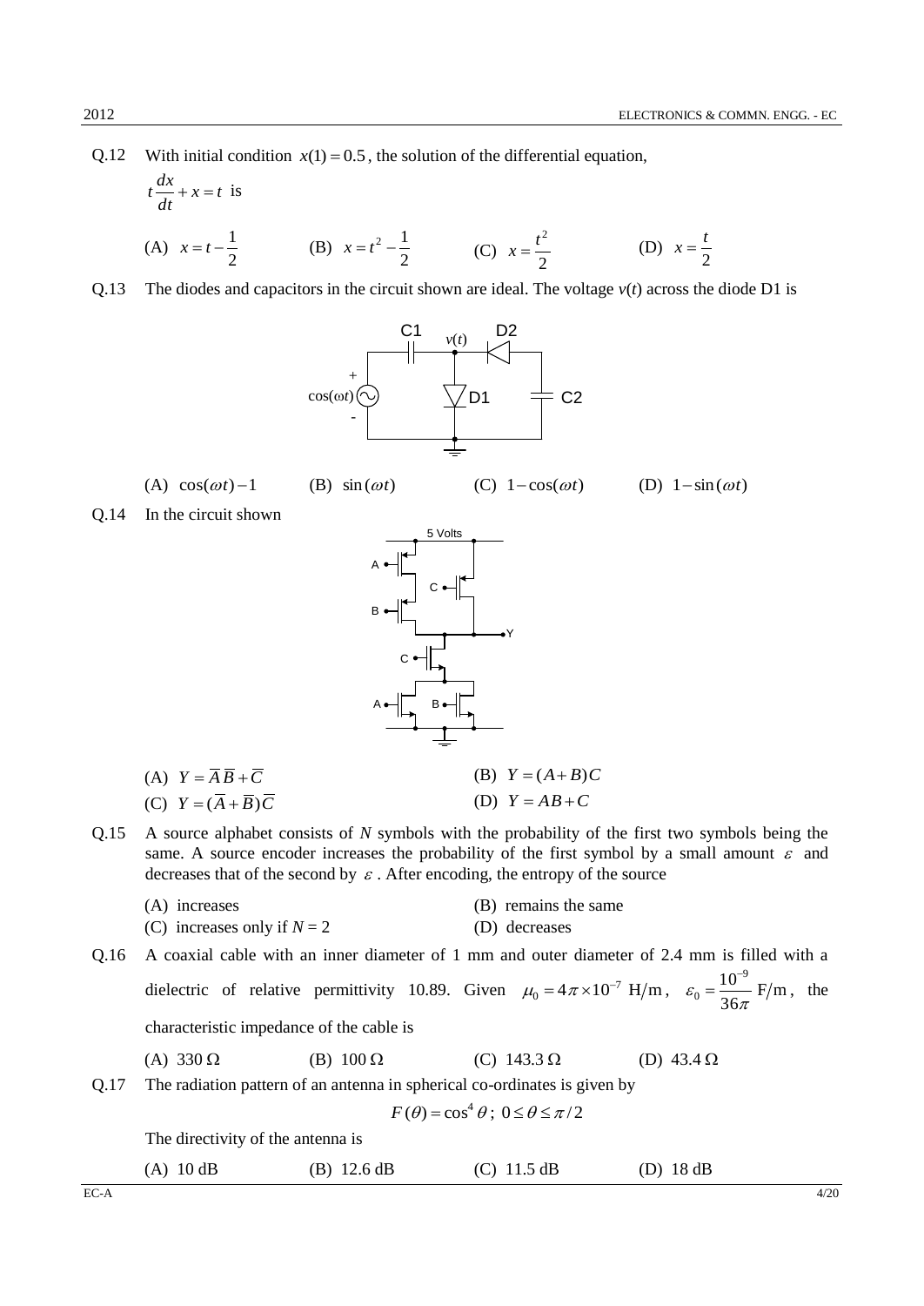Q.12 With initial condition $x(1) = 0.5$, the solution of the differential equation,

$t\frac{dx}{dt} + x = t$ is

(A) $x = t - \frac{1}{2}$ (B) $x = t^2 - \frac{1}{2}$ (C) $x = \frac{t^2}{2}$ (D) $x = \frac{t}{2}$

Q.13 The diodes and capacitors in the circuit shown are ideal. The voltage $v(t)$ across the diode D1 is

(A) $\cos(\omega t) - 1$ (B) $\sin(\omega t)$ (C) $1 - \cos(\omega t)$ (D) $1 - \sin(\omega t)$

Q.14 In the circuit shown

(A) $Y = \overline{A}\,\overline{B} + \overline{C}$ (B) $Y = (A + B)C$

(C) $Y = (\overline{A} + \overline{B})\overline{C}$ (D) $Y = AB + C$

Q.15 A source alphabet consists of $N$ symbols with the probability of the first two symbols being the same. A source encoder increases the probability of the first symbol by a small amount $\varepsilon$ and decreases that of the second by $\varepsilon$. After encoding, the entropy of the source

(A) increases (B) remains the same

(C) increases only if $N = 2$ (D) decreases

Q.16 A coaxial cable with an inner diameter of 1 mm and outer diameter of 2.4 mm is filled with a dielectric of relative permittivity 10.89. Given $\mu_0 = 4\pi \times 10^{-7}$ H/m, $\varepsilon_0 = \frac{10^{-9}}{36\pi}$ F/m, the characteristic impedance of the cable is

(A) 330 Ω (B) 100 Ω (C) 143.3 Ω (D) 43.4 Ω

Q.17 The radiation pattern of an antenna in spherical co-ordinates is given by

$$F(\theta) = \cos^4\theta;\ 0 \le \theta \le \pi/2$$

The directivity of the antenna is

(A) 10 dB (B) 12.6 dB (C) 11.5 dB (D) 18 dB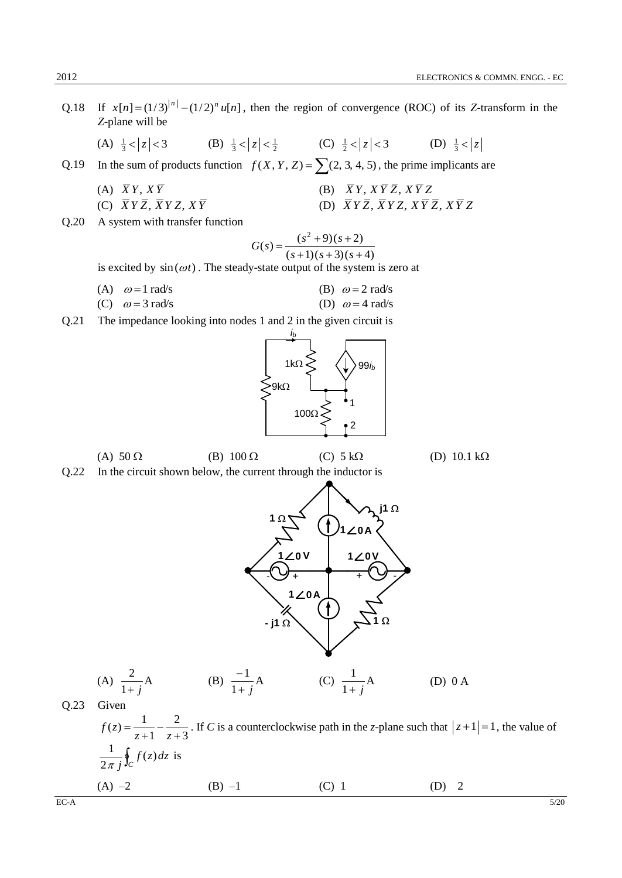Q.18 If $x[n] = (1/3)^{|n|} - (1/2)^n u[n]$, then the region of convergence (ROC) of its *Z*-transform in the *Z*-plane will be

(A) $\frac{1}{3} < |z| < 3$ (B) $\frac{1}{3} < |z| < \frac{1}{2}$ (C) $\frac{1}{2} < |z| < 3$ (D) $\frac{1}{3} < |z|$

Q.19 In the sum of products function $f(X, Y, Z) = \sum(2, 3, 4, 5)$, the prime implicants are

(A) $\overline{X}Y,\ X\overline{Y}$

(B) $\overline{X}Y,\ X\overline{Y}\,\overline{Z},\ X\overline{Y}Z$

(C) $\overline{X}Y\overline{Z},\ \overline{X}YZ,\ X\overline{Y}$

(D) $\overline{X}Y\overline{Z},\ \overline{X}YZ,\ X\overline{Y}\,\overline{Z},\ X\overline{Y}Z$

Q.20 A system with transfer function

$$G(s) = \frac{(s^2+9)(s+2)}{(s+1)(s+3)(s+4)}$$

is excited by $\sin(\omega t)$. The steady-state output of the system is zero at

(A) $\omega = 1$ rad/s

(B) $\omega = 2$ rad/s

(C) $\omega = 3$ rad/s

(D) $\omega = 4$ rad/s

Q.21 The impedance looking into nodes 1 and 2 in the given circuit is

(A) $50\ \Omega$ (B) $100\ \Omega$ (C) $5\ \text{k}\Omega$ (D) $10.1\ \text{k}\Omega$

Q.22 In the circuit shown below, the current through the inductor is

(A) $\frac{2}{1+j}$ A (B) $\frac{-1}{1+j}$ A (C) $\frac{1}{1+j}$ A (D) 0 A

Q.23 Given

$f(z) = \frac{1}{z+1} - \frac{2}{z+3}$. If *C* is a counterclockwise path in the *z*-plane such that $|z+1| = 1$, the value of $\frac{1}{2\pi j}\oint_C f(z)\,dz$ is

(A) –2 (B) –1 (C) 1 (D) 2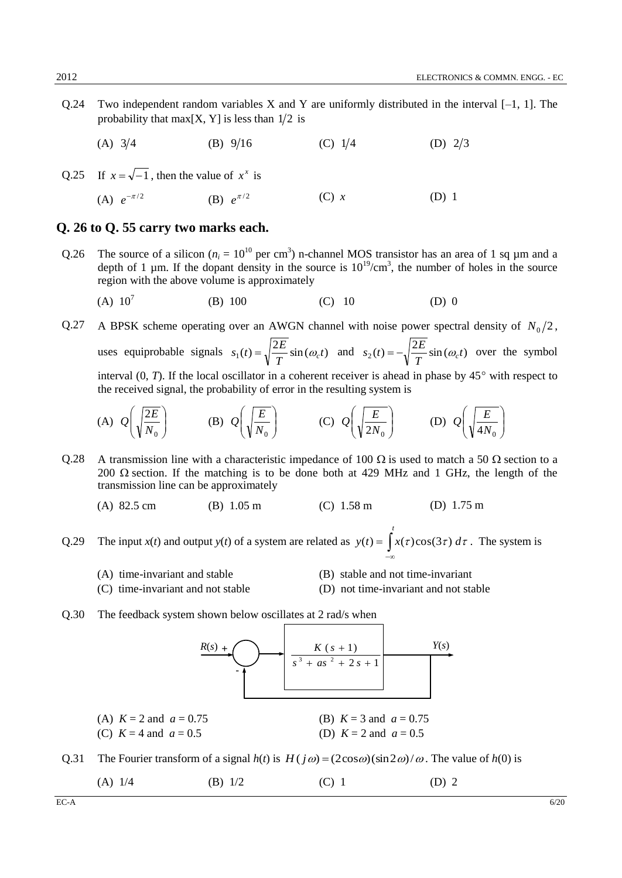Q.24 Two independent random variables X and Y are uniformly distributed in the interval [–1, 1]. The probability that max[X, Y] is less than $1/2$ is

(A) $3/4$ (B) $9/16$ (C) $1/4$ (D) $2/3$

Q.25 If $x = \sqrt{-1}$, then the value of $x^x$ is

(A) $e^{-\pi/2}$ (B) $e^{\pi/2}$ (C) $x$ (D) 1

## Q. 26 to Q. 55 carry two marks each.

Q.26 The source of a silicon ($n_i = 10^{10}$ per cm$^3$) n-channel MOS transistor has an area of 1 sq µm and a depth of 1 µm. If the dopant density in the source is $10^{19}$/cm$^3$, the number of holes in the source region with the above volume is approximately

(A) $10^7$ (B) 100 (C) 10 (D) 0

Q.27 A BPSK scheme operating over an AWGN channel with noise power spectral density of $N_0/2$, uses equiprobable signals $s_1(t) = \sqrt{\frac{2E}{T}}\sin(\omega_c t)$ and $s_2(t) = -\sqrt{\frac{2E}{T}}\sin(\omega_c t)$ over the symbol interval (0, $T$). If the local oscillator in a coherent receiver is ahead in phase by 45° with respect to the received signal, the probability of error in the resulting system is

(A) $Q\left(\sqrt{\frac{2E}{N_0}}\right)$ (B) $Q\left(\sqrt{\frac{E}{N_0}}\right)$ (C) $Q\left(\sqrt{\frac{E}{2N_0}}\right)$ (D) $Q\left(\sqrt{\frac{E}{4N_0}}\right)$

Q.28 A transmission line with a characteristic impedance of 100 Ω is used to match a 50 Ω section to a 200 Ω section. If the matching is to be done both at 429 MHz and 1 GHz, the length of the transmission line can be approximately

(A) 82.5 cm (B) 1.05 m (C) 1.58 m (D) 1.75 m

Q.29 The input $x(t)$ and output $y(t)$ of a system are related as $y(t) = \int_{-\infty}^{t} x(\tau)\cos(3\tau)\, d\tau$. The system is

(A) time-invariant and stable
(B) stable and not time-invariant
(C) time-invariant and not stable
(D) not time-invariant and not stable

Q.30 The feedback system shown below oscillates at 2 rad/s when

$R(s)$ → (+) → $\frac{K(s+1)}{s^3 + as^2 + 2s + 1}$ → $Y(s)$, with unity negative (–) feedback from $Y(s)$ to the summing junction.

(A) $K = 2$ and $a = 0.75$
(B) $K = 3$ and $a = 0.75$
(C) $K = 4$ and $a = 0.5$
(D) $K = 2$ and $a = 0.5$

Q.31 The Fourier transform of a signal $h(t)$ is $H(j\omega) = (2\cos\omega)(\sin 2\omega)/\omega$. The value of $h(0)$ is

(A) 1/4 (B) 1/2 (C) 1 (D) 2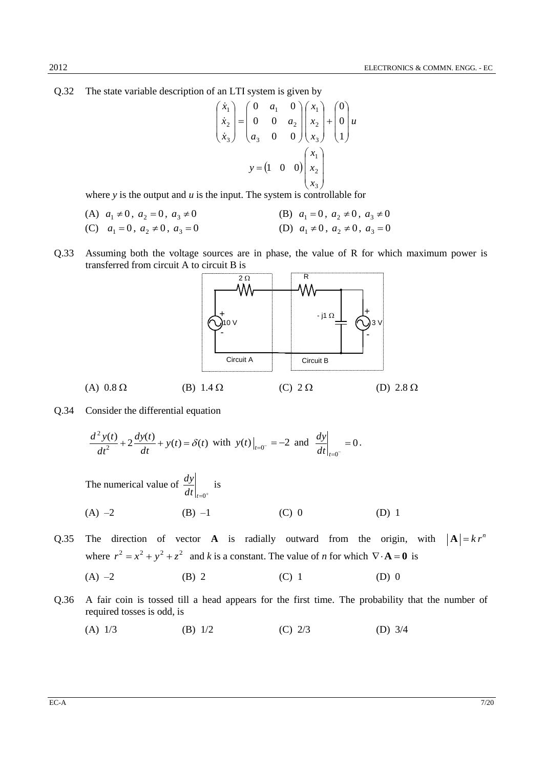Q.32 The state variable description of an LTI system is given by

$$\begin{pmatrix} \dot{x}_1 \\ \dot{x}_2 \\ \dot{x}_3 \end{pmatrix} = \begin{pmatrix} 0 & a_1 & 0 \\ 0 & 0 & a_2 \\ a_3 & 0 & 0 \end{pmatrix} \begin{pmatrix} x_1 \\ x_2 \\ x_3 \end{pmatrix} + \begin{pmatrix} 0 \\ 0 \\ 1 \end{pmatrix} u$$

$$y = \begin{pmatrix} 1 & 0 & 0 \end{pmatrix} \begin{pmatrix} x_1 \\ x_2 \\ x_3 \end{pmatrix}$$

where $y$ is the output and $u$ is the input. The system is controllable for

(A) $a_1 \neq 0,\ a_2 = 0,\ a_3 \neq 0$ (B) $a_1 = 0,\ a_2 \neq 0,\ a_3 \neq 0$

(C) $a_1 = 0,\ a_2 \neq 0,\ a_3 = 0$ (D) $a_1 \neq 0,\ a_2 \neq 0,\ a_3 = 0$

Q.33 Assuming both the voltage sources are in phase, the value of R for which maximum power is transferred from circuit A to circuit B is

(A) $0.8\,\Omega$ (B) $1.4\,\Omega$ (C) $2\,\Omega$ (D) $2.8\,\Omega$

Q.34 Consider the differential equation

$$\frac{d^2y(t)}{dt^2} + 2\frac{dy(t)}{dt} + y(t) = \delta(t) \text{ with } y(t)\Big|_{t=0^-} = -2 \text{ and } \frac{dy}{dt}\Big|_{t=0^-} = 0.$$

The numerical value of $\dfrac{dy}{dt}\Big|_{t=0^+}$ is

(A) –2 (B) –1 (C) 0 (D) 1

Q.35 The direction of vector **A** is radially outward from the origin, with $|\mathbf{A}| = k\,r^n$ where $r^2 = x^2 + y^2 + z^2$ and $k$ is a constant. The value of $n$ for which $\nabla \cdot \mathbf{A} = \mathbf{0}$ is

(A) –2 (B) 2 (C) 1 (D) 0

Q.36 A fair coin is tossed till a head appears for the first time. The probability that the number of required tosses is odd, is

(A) 1/3 (B) 1/2 (C) 2/3 (D) 3/4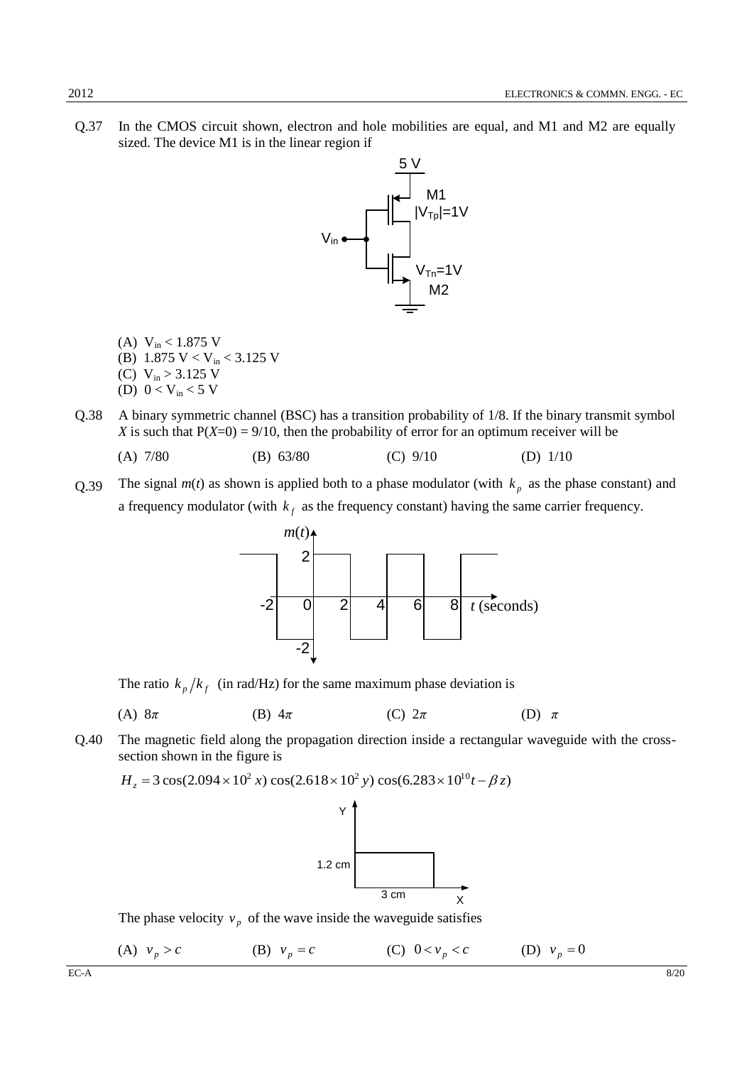Q.37 In the CMOS circuit shown, electron and hole mobilities are equal, and M1 and M2 are equally sized. The device M1 is in the linear region if

(A) $V_{in} < 1.875$ V
(B) $1.875 \text{ V} < V_{in} < 3.125$ V
(C) $V_{in} > 3.125$ V
(D) $0 < V_{in} < 5$ V

Q.38 A binary symmetric channel (BSC) has a transition probability of 1/8. If the binary transmit symbol $X$ is such that $P(X=0) = 9/10$, then the probability of error for an optimum receiver will be

(A) 7/80 (B) 63/80 (C) 9/10 (D) 1/10

Q.39 The signal $m(t)$ as shown is applied both to a phase modulator (with $k_p$ as the phase constant) and a frequency modulator (with $k_f$ as the frequency constant) having the same carrier frequency.

The ratio $k_p/k_f$ (in rad/Hz) for the same maximum phase deviation is

(A) $8\pi$ (B) $4\pi$ (C) $2\pi$ (D) $\pi$

Q.40 The magnetic field along the propagation direction inside a rectangular waveguide with the cross-section shown in the figure is

$$H_z = 3\cos(2.094 \times 10^2 x)\cos(2.618 \times 10^2 y)\cos(6.283 \times 10^{10} t - \beta z)$$

The phase velocity $v_p$ of the wave inside the waveguide satisfies

(A) $v_p > c$ (B) $v_p = c$ (C) $0 < v_p < c$ (D) $v_p = 0$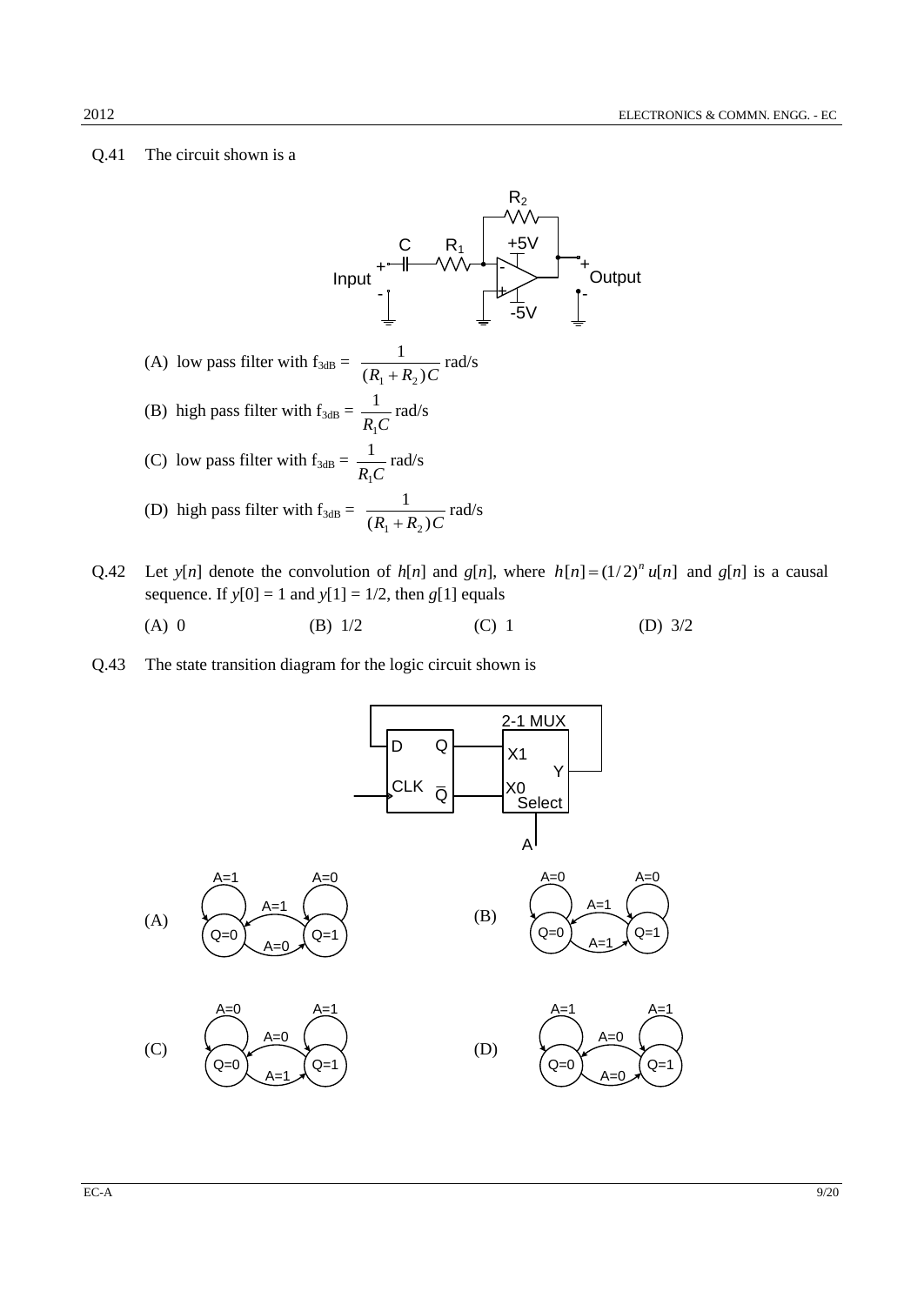Q.41 The circuit shown is a

(A) low pass filter with $f_{3dB} = \dfrac{1}{(R_1+R_2)C}$ rad/s

(B) high pass filter with $f_{3dB} = \dfrac{1}{R_1 C}$ rad/s

(C) low pass filter with $f_{3dB} = \dfrac{1}{R_1 C}$ rad/s

(D) high pass filter with $f_{3dB} = \dfrac{1}{(R_1+R_2)C}$ rad/s

Q.42 Let $y[n]$ denote the convolution of $h[n]$ and $g[n]$, where $h[n] = (1/2)^n u[n]$ and $g[n]$ is a causal sequence. If $y[0] = 1$ and $y[1] = 1/2$, then $g[1]$ equals

(A) 0 (B) 1/2 (C) 1 (D) 3/2

Q.43 The state transition diagram for the logic circuit shown is

(A)

(B)

(C)

(D)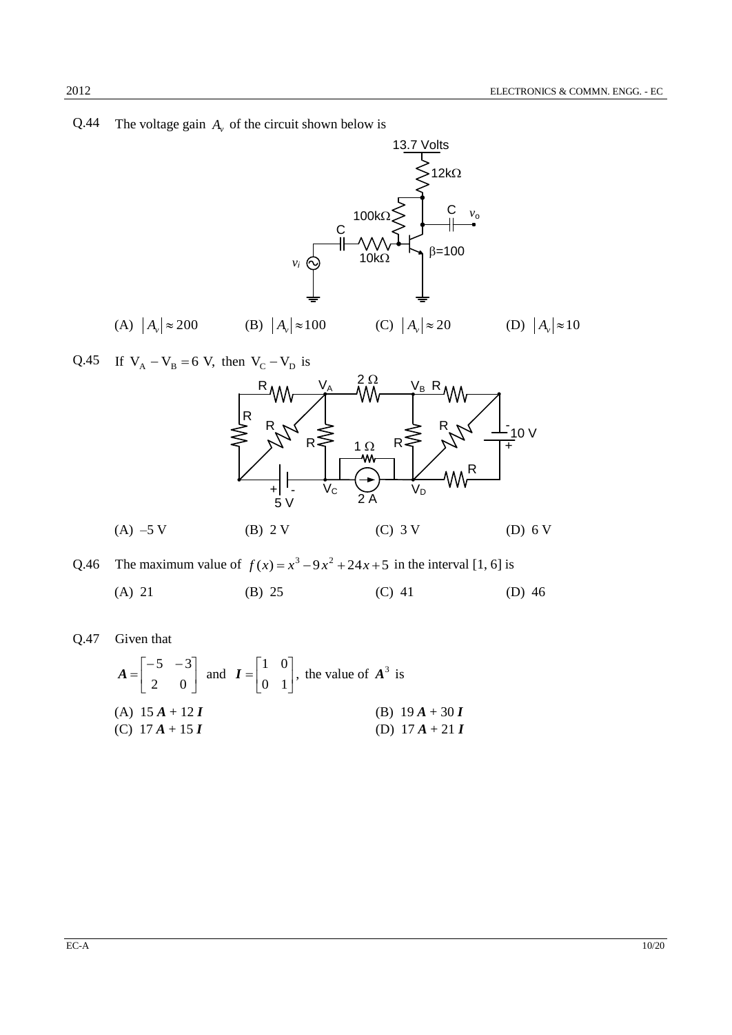Q.44 The voltage gain $A_v$ of the circuit shown below is

(A) $|A_v| \approx 200$ (B) $|A_v| \approx 100$ (C) $|A_v| \approx 20$ (D) $|A_v| \approx 10$

Q.45 If $V_A - V_B = 6$ V, then $V_C - V_D$ is

(A) –5 V (B) 2 V (C) 3 V (D) 6 V

Q.46 The maximum value of $f(x) = x^3 - 9x^2 + 24x + 5$ in the interval [1, 6] is

(A) 21 (B) 25 (C) 41 (D) 46

Q.47 Given that

$$\boldsymbol{A} = \begin{bmatrix} -5 & -3 \\ 2 & 0 \end{bmatrix} \text{ and } \boldsymbol{I} = \begin{bmatrix} 1 & 0 \\ 0 & 1 \end{bmatrix}, \text{ the value of } \boldsymbol{A}^3 \text{ is}$$

(A) $15\,\boldsymbol{A} + 12\,\boldsymbol{I}$ (B) $19\,\boldsymbol{A} + 30\,\boldsymbol{I}$

(C) $17\,\boldsymbol{A} + 15\,\boldsymbol{I}$ (D) $17\,\boldsymbol{A} + 21\,\boldsymbol{I}$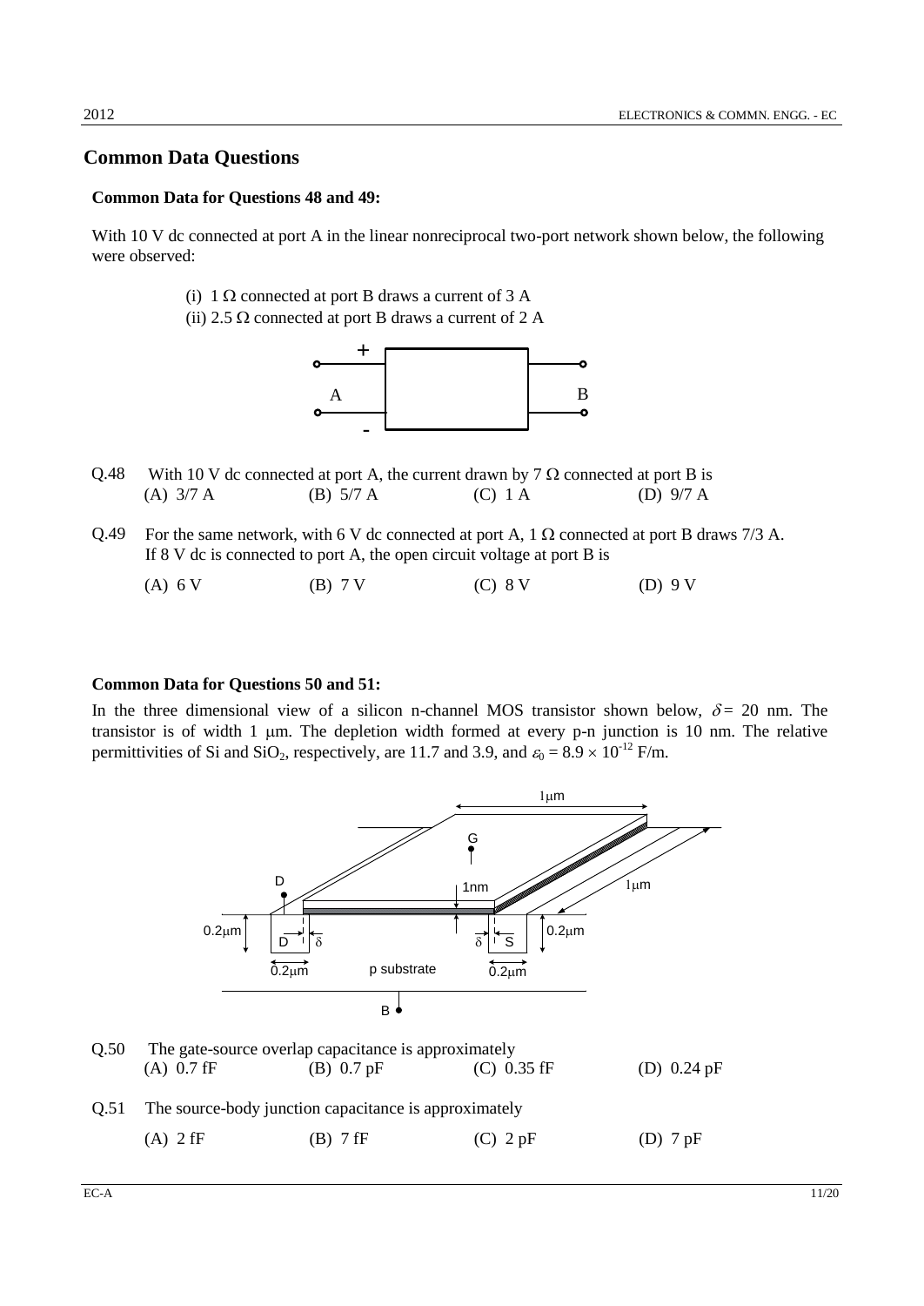## Common Data Questions

**Common Data for Questions 48 and 49:**

With 10 V dc connected at port A in the linear nonreciprocal two-port network shown below, the following were observed:

(i) 1 Ω connected at port B draws a current of 3 A

(ii) 2.5 Ω connected at port B draws a current of 2 A

Q.48 With 10 V dc connected at port A, the current drawn by 7 Ω connected at port B is

(A) 3/7 A (B) 5/7 A (C) 1 A (D) 9/7 A

Q.49 For the same network, with 6 V dc connected at port A, 1 Ω connected at port B draws 7/3 A. If 8 V dc is connected to port A, the open circuit voltage at port B is

(A) 6 V (B) 7 V (C) 8 V (D) 9 V

**Common Data for Questions 50 and 51:**

In the three dimensional view of a silicon n-channel MOS transistor shown below, $\delta = 20$ nm. The transistor is of width 1 μm. The depletion width formed at every p-n junction is 10 nm. The relative permittivities of Si and $SiO_2$, respectively, are 11.7 and 3.9, and $\varepsilon_0 = 8.9 \times 10^{-12}$ F/m.

Q.50 The gate-source overlap capacitance is approximately

(A) 0.7 fF (B) 0.7 pF (C) 0.35 fF (D) 0.24 pF

Q.51 The source-body junction capacitance is approximately

(A) 2 fF (B) 7 fF (C) 2 pF (D) 7 pF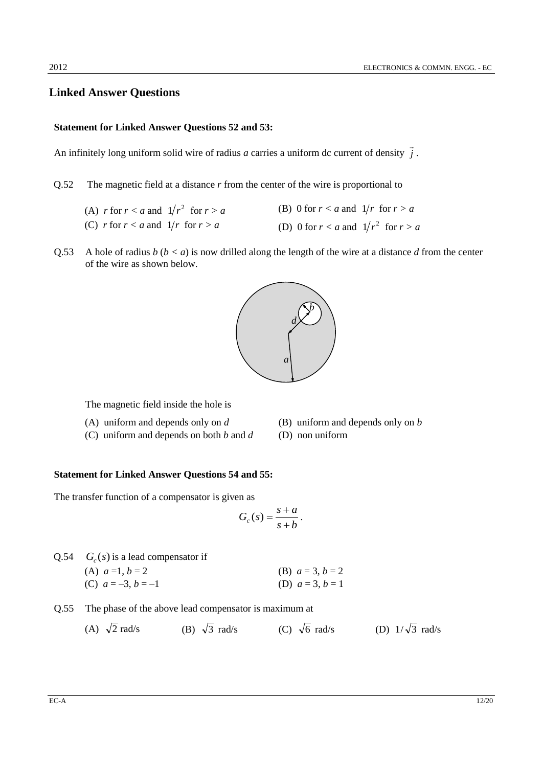## Linked Answer Questions

**Statement for Linked Answer Questions 52 and 53:**

An infinitely long uniform solid wire of radius $a$ carries a uniform dc current of density $\vec{j}$.

Q.52 The magnetic field at a distance $r$ from the center of the wire is proportional to

(A) $r$ for $r < a$ and $1/r^2$ for $r > a$

(B) 0 for $r < a$ and $1/r$ for $r > a$

(C) $r$ for $r < a$ and $1/r$ for $r > a$

(D) 0 for $r < a$ and $1/r^2$ for $r > a$

Q.53 A hole of radius $b$ ($b < a$) is now drilled along the length of the wire at a distance $d$ from the center of the wire as shown below.

The magnetic field inside the hole is

(A) uniform and depends only on $d$

(B) uniform and depends only on $b$

(C) uniform and depends on both $b$ and $d$

(D) non uniform

**Statement for Linked Answer Questions 54 and 55:**

The transfer function of a compensator is given as

$$G_c(s) = \frac{s+a}{s+b}.$$

Q.54 $G_c(s)$ is a lead compensator if

(A) $a = 1, b = 2$

(B) $a = 3, b = 2$

(C) $a = -3, b = -1$

(D) $a = 3, b = 1$

Q.55 The phase of the above lead compensator is maximum at

(A) $\sqrt{2}$ rad/s

(B) $\sqrt{3}$ rad/s

(C) $\sqrt{6}$ rad/s

(D) $1/\sqrt{3}$ rad/s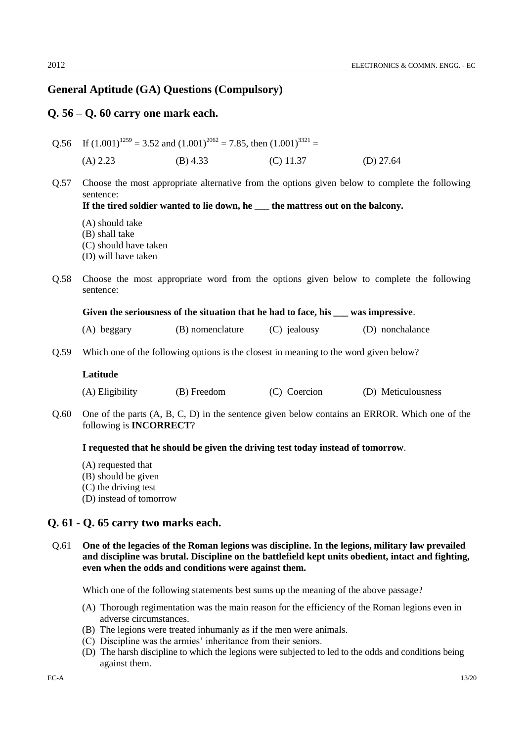## General Aptitude (GA) Questions (Compulsory)

## Q. 56 – Q. 60 carry one mark each.

Q.56 If $(1.001)^{1259} = 3.52$ and $(1.001)^{2062} = 7.85$, then $(1.001)^{3321} =$

(A) 2.23 (B) 4.33 (C) 11.37 (D) 27.64

Q.57 Choose the most appropriate alternative from the options given below to complete the following sentence:

**If the tired soldier wanted to lie down, he ___ the mattress out on the balcony.**

(A) should take
(B) shall take
(C) should have taken
(D) will have taken

Q.58 Choose the most appropriate word from the options given below to complete the following sentence:

**Given the seriousness of the situation that he had to face, his ___ was impressive**.

(A) beggary (B) nomenclature (C) jealousy (D) nonchalance

Q.59 Which one of the following options is the closest in meaning to the word given below?

**Latitude**

(A) Eligibility (B) Freedom (C) Coercion (D) Meticulousness

Q.60 One of the parts (A, B, C, D) in the sentence given below contains an ERROR. Which one of the following is **INCORRECT**?

**I requested that he should be given the driving test today instead of tomorrow**.

(A) requested that
(B) should be given
(C) the driving test
(D) instead of tomorrow

## Q. 61 - Q. 65 carry two marks each.

Q.61 **One of the legacies of the Roman legions was discipline. In the legions, military law prevailed and discipline was brutal. Discipline on the battlefield kept units obedient, intact and fighting, even when the odds and conditions were against them.**

Which one of the following statements best sums up the meaning of the above passage?

(A) Thorough regimentation was the main reason for the efficiency of the Roman legions even in adverse circumstances.
(B) The legions were treated inhumanly as if the men were animals.
(C) Discipline was the armies' inheritance from their seniors.
(D) The harsh discipline to which the legions were subjected to led to the odds and conditions being against them.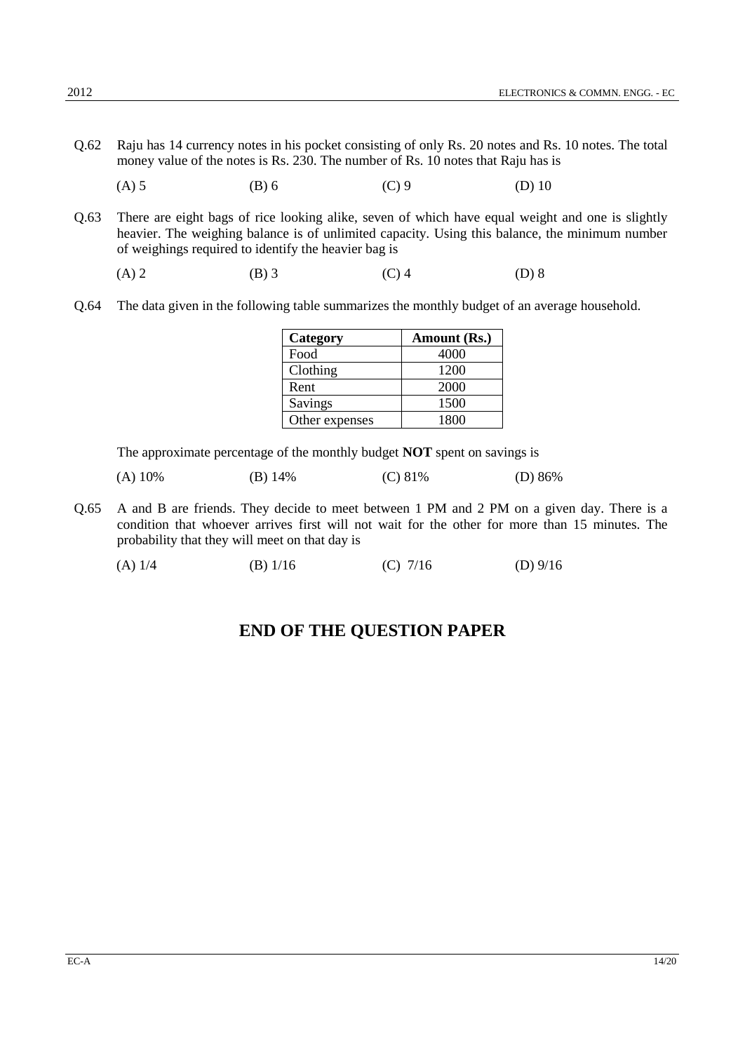Q.62 Raju has 14 currency notes in his pocket consisting of only Rs. 20 notes and Rs. 10 notes. The total money value of the notes is Rs. 230. The number of Rs. 10 notes that Raju has is

(A) 5 (B) 6 (C) 9 (D) 10

Q.63 There are eight bags of rice looking alike, seven of which have equal weight and one is slightly heavier. The weighing balance is of unlimited capacity. Using this balance, the minimum number of weighings required to identify the heavier bag is

(A) 2 (B) 3 (C) 4 (D) 8

Q.64 The data given in the following table summarizes the monthly budget of an average household.

| Category | Amount (Rs.) |
|---|---|
| Food | 4000 |
| Clothing | 1200 |
| Rent | 2000 |
| Savings | 1500 |
| Other expenses | 1800 |

The approximate percentage of the monthly budget **NOT** spent on savings is

(A) 10% (B) 14% (C) 81% (D) 86%

Q.65 A and B are friends. They decide to meet between 1 PM and 2 PM on a given day. There is a condition that whoever arrives first will not wait for the other for more than 15 minutes. The probability that they will meet on that day is

(A) 1/4 (B) 1/16 (C) 7/16 (D) 9/16

## END OF THE QUESTION PAPER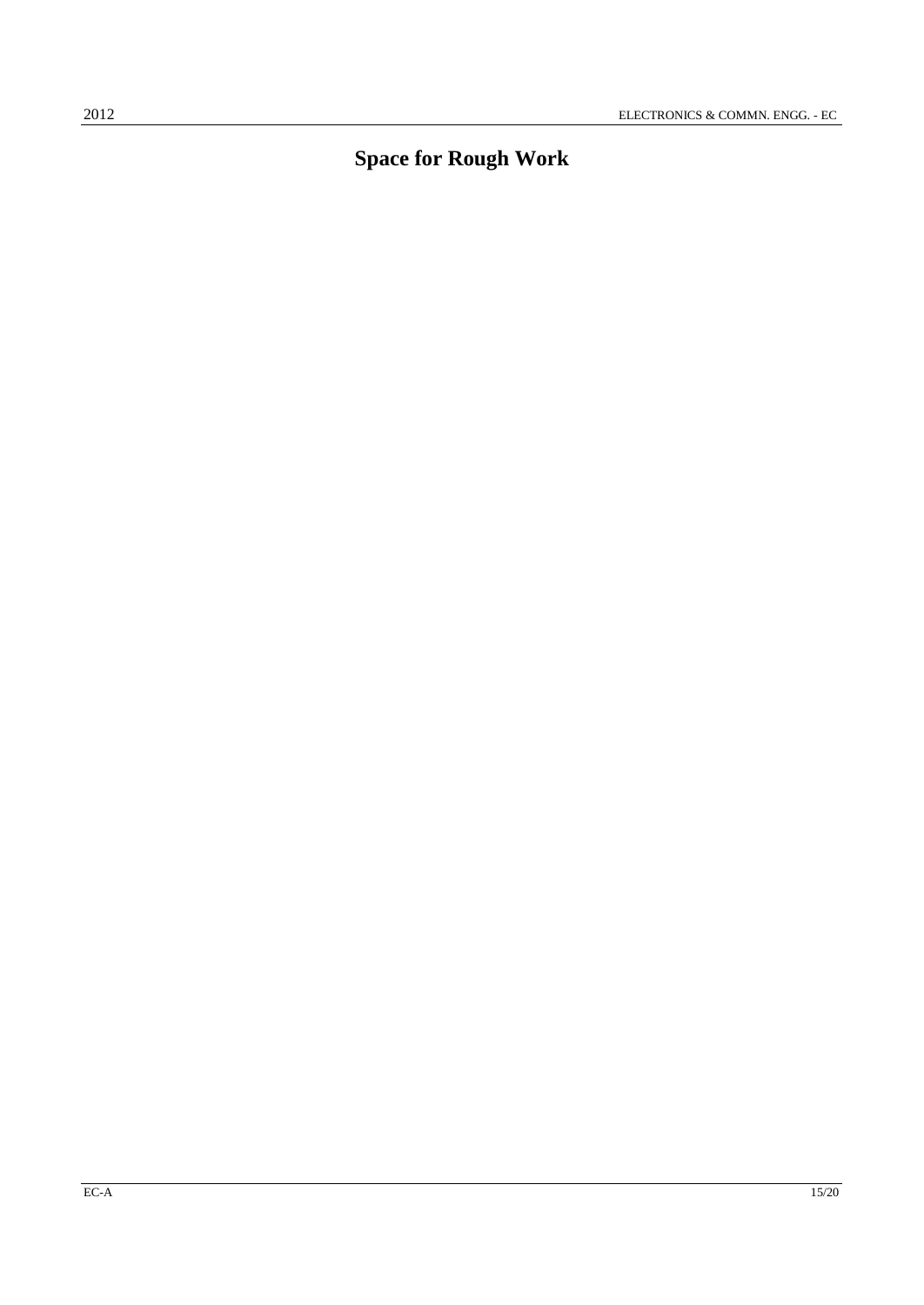# Space for Rough Work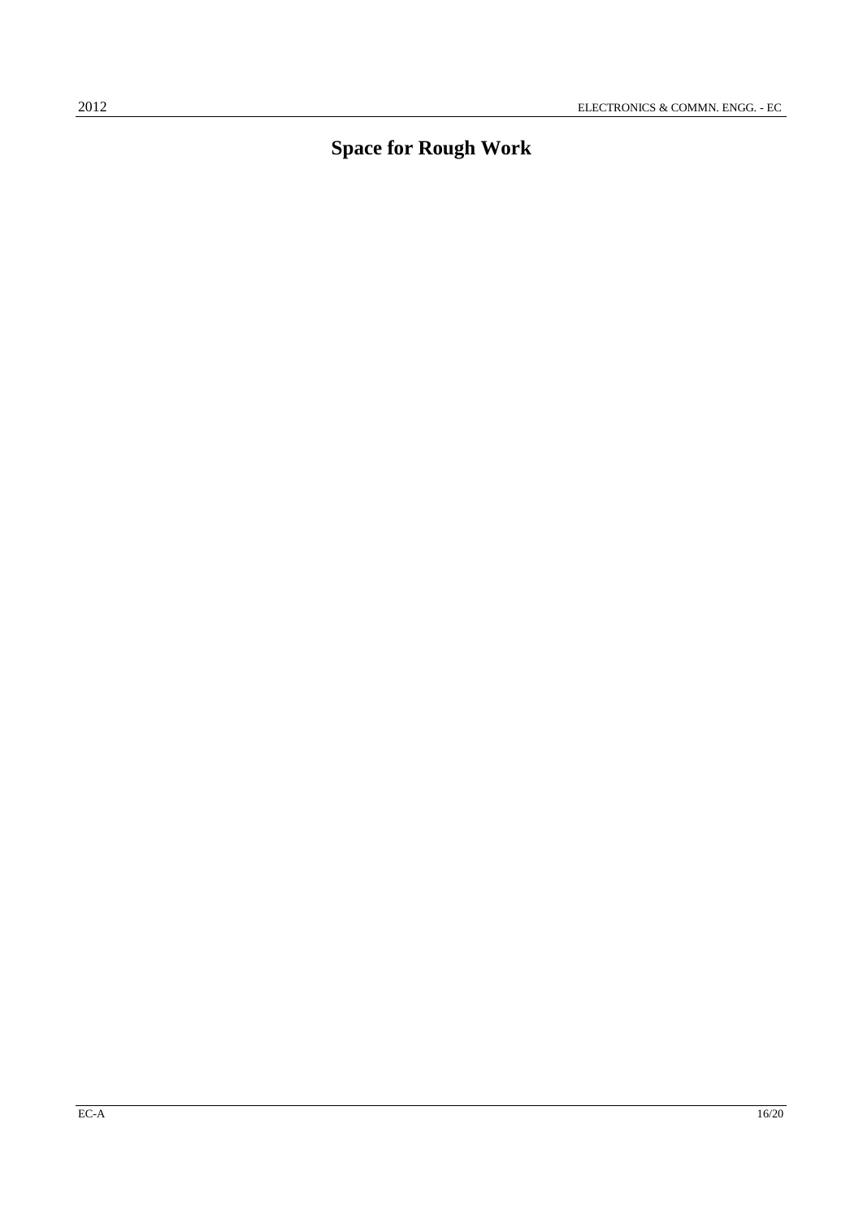# Space for Rough Work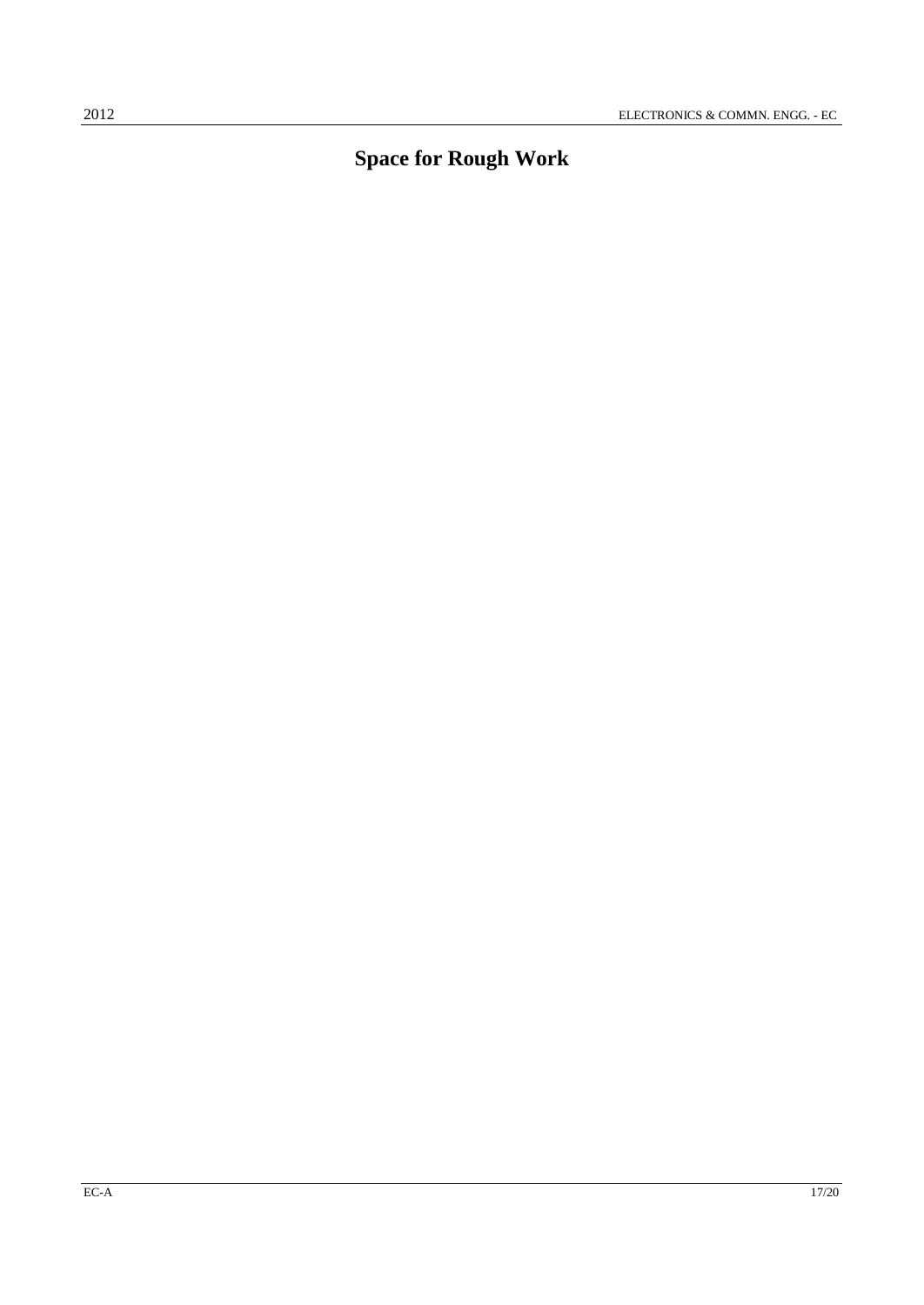# Space for Rough Work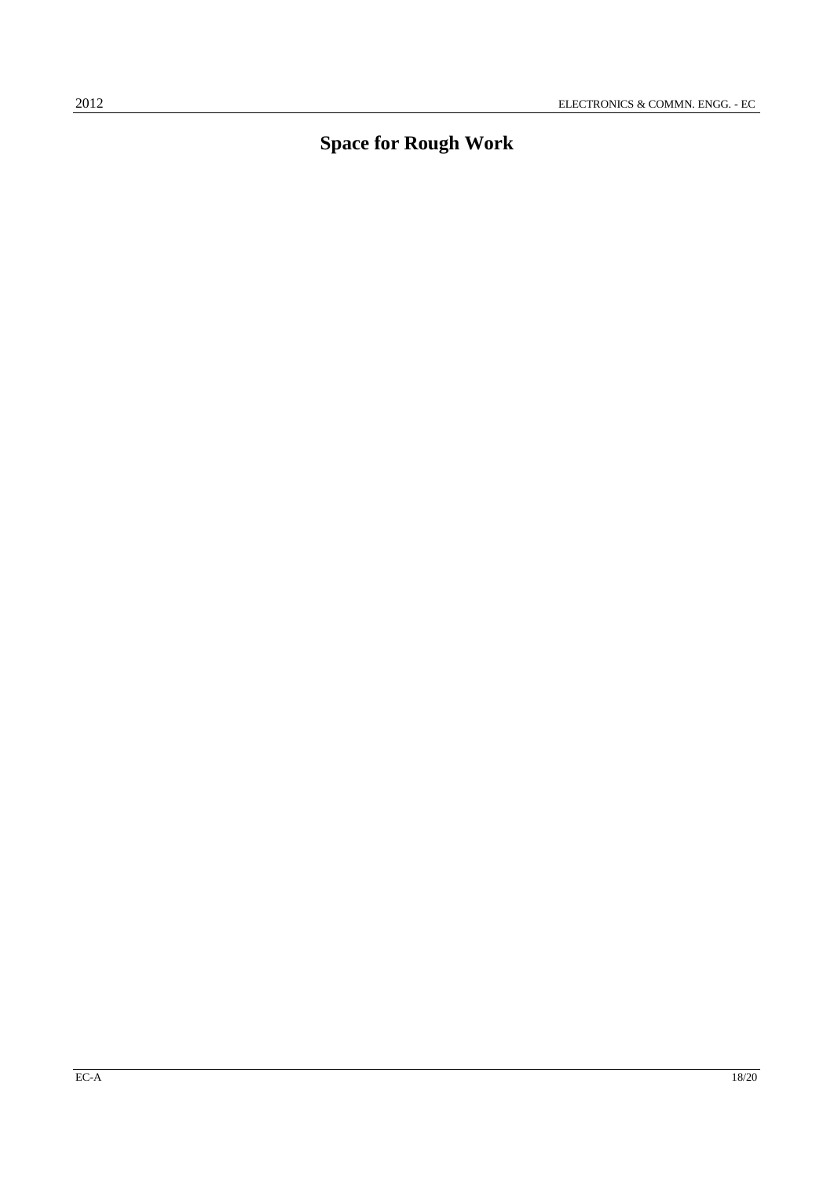# Space for Rough Work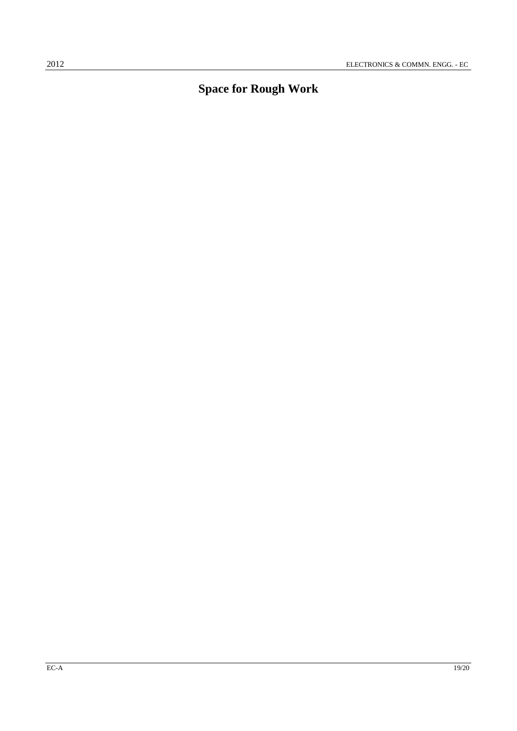# Space for Rough Work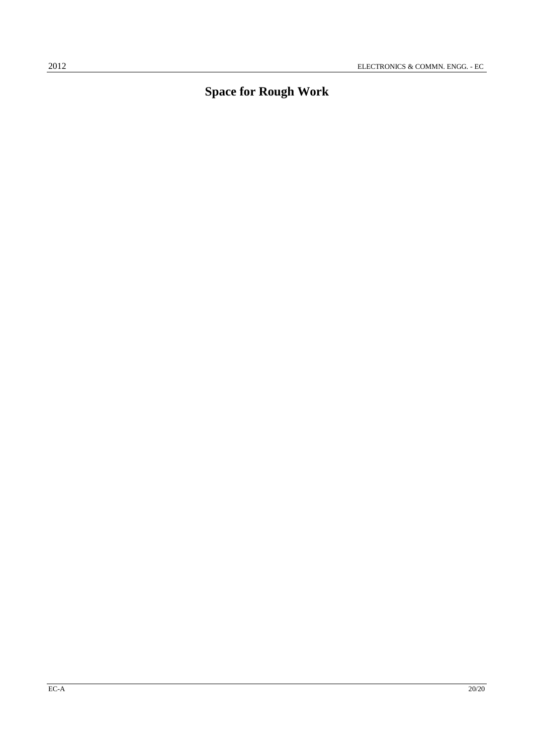# Space for Rough Work